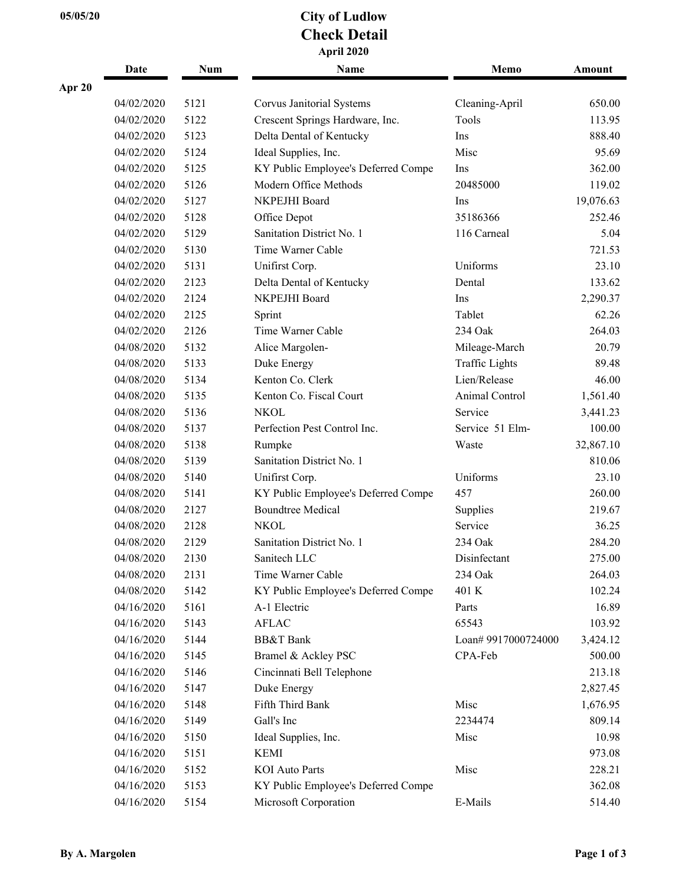# City of Ludlow

## Check Detail

### April 2020

05/05/20

| | Date | Num | Name | Memo | Amount |
|---|---|---|---|---|---|
| Apr 20 | | | | | |
| | 04/02/2020 | 5121 | Corvus Janitorial Systems | Cleaning-April | 650.00 |
| | 04/02/2020 | 5122 | Crescent Springs Hardware, Inc. | Tools | 113.95 |
| | 04/02/2020 | 5123 | Delta Dental of Kentucky | Ins | 888.40 |
| | 04/02/2020 | 5124 | Ideal Supplies, Inc. | Misc | 95.69 |
| | 04/02/2020 | 5125 | KY Public Employee's Deferred Compe | Ins | 362.00 |
| | 04/02/2020 | 5126 | Modern Office Methods | 20485000 | 119.02 |
| | 04/02/2020 | 5127 | NKPEJHI Board | Ins | 19,076.63 |
| | 04/02/2020 | 5128 | Office Depot | 35186366 | 252.46 |
| | 04/02/2020 | 5129 | Sanitation District No. 1 | 116 Carneal | 5.04 |
| | 04/02/2020 | 5130 | Time Warner Cable | | 721.53 |
| | 04/02/2020 | 5131 | Unifirst Corp. | Uniforms | 23.10 |
| | 04/02/2020 | 2123 | Delta Dental of Kentucky | Dental | 133.62 |
| | 04/02/2020 | 2124 | NKPEJHI Board | Ins | 2,290.37 |
| | 04/02/2020 | 2125 | Sprint | Tablet | 62.26 |
| | 04/02/2020 | 2126 | Time Warner Cable | 234 Oak | 264.03 |
| | 04/08/2020 | 5132 | Alice Margolen- | Mileage-March | 20.79 |
| | 04/08/2020 | 5133 | Duke Energy | Traffic Lights | 89.48 |
| | 04/08/2020 | 5134 | Kenton Co. Clerk | Lien/Release | 46.00 |
| | 04/08/2020 | 5135 | Kenton Co. Fiscal Court | Animal Control | 1,561.40 |
| | 04/08/2020 | 5136 | NKOL | Service | 3,441.23 |
| | 04/08/2020 | 5137 | Perfection Pest Control Inc. | Service 51 Elm- | 100.00 |
| | 04/08/2020 | 5138 | Rumpke | Waste | 32,867.10 |
| | 04/08/2020 | 5139 | Sanitation District No. 1 | | 810.06 |
| | 04/08/2020 | 5140 | Unifirst Corp. | Uniforms | 23.10 |
| | 04/08/2020 | 5141 | KY Public Employee's Deferred Compe | 457 | 260.00 |
| | 04/08/2020 | 2127 | Boundtree Medical | Supplies | 219.67 |
| | 04/08/2020 | 2128 | NKOL | Service | 36.25 |
| | 04/08/2020 | 2129 | Sanitation District No. 1 | 234 Oak | 284.20 |
| | 04/08/2020 | 2130 | Sanitech LLC | Disinfectant | 275.00 |
| | 04/08/2020 | 2131 | Time Warner Cable | 234 Oak | 264.03 |
| | 04/08/2020 | 5142 | KY Public Employee's Deferred Compe | 401 K | 102.24 |
| | 04/16/2020 | 5161 | A-1 Electric | Parts | 16.89 |
| | 04/16/2020 | 5143 | AFLAC | 65543 | 103.92 |
| | 04/16/2020 | 5144 | BB&T Bank | Loan# 9917000724000 | 3,424.12 |
| | 04/16/2020 | 5145 | Bramel & Ackley PSC | CPA-Feb | 500.00 |
| | 04/16/2020 | 5146 | Cincinnati Bell Telephone | | 213.18 |
| | 04/16/2020 | 5147 | Duke Energy | | 2,827.45 |
| | 04/16/2020 | 5148 | Fifth Third Bank | Misc | 1,676.95 |
| | 04/16/2020 | 5149 | Gall's Inc | 2234474 | 809.14 |
| | 04/16/2020 | 5150 | Ideal Supplies, Inc. | Misc | 10.98 |
| | 04/16/2020 | 5151 | KEMI | | 973.08 |
| | 04/16/2020 | 5152 | KOI Auto Parts | Misc | 228.21 |
| | 04/16/2020 | 5153 | KY Public Employee's Deferred Compe | | 362.08 |
| | 04/16/2020 | 5154 | Microsoft Corporation | E-Mails | 514.40 |

By A. Margolen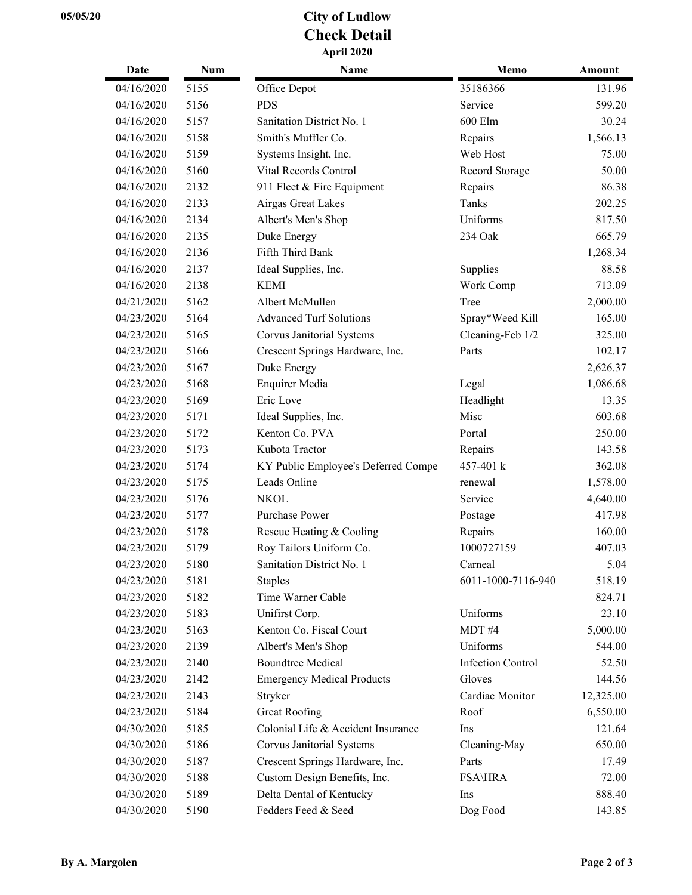# City of Ludlow

## Check Detail

### April 2020

| Date | Num | Name | Memo | Amount |
|---|---|---|---|---|
| 04/16/2020 | 5155 | Office Depot | 35186366 | 131.96 |
| 04/16/2020 | 5156 | PDS | Service | 599.20 |
| 04/16/2020 | 5157 | Sanitation District No. 1 | 600 Elm | 30.24 |
| 04/16/2020 | 5158 | Smith's Muffler Co. | Repairs | 1,566.13 |
| 04/16/2020 | 5159 | Systems Insight, Inc. | Web Host | 75.00 |
| 04/16/2020 | 5160 | Vital Records Control | Record Storage | 50.00 |
| 04/16/2020 | 2132 | 911 Fleet & Fire Equipment | Repairs | 86.38 |
| 04/16/2020 | 2133 | Airgas Great Lakes | Tanks | 202.25 |
| 04/16/2020 | 2134 | Albert's Men's Shop | Uniforms | 817.50 |
| 04/16/2020 | 2135 | Duke Energy | 234 Oak | 665.79 |
| 04/16/2020 | 2136 | Fifth Third Bank | | 1,268.34 |
| 04/16/2020 | 2137 | Ideal Supplies, Inc. | Supplies | 88.58 |
| 04/16/2020 | 2138 | KEMI | Work Comp | 713.09 |
| 04/21/2020 | 5162 | Albert McMullen | Tree | 2,000.00 |
| 04/23/2020 | 5164 | Advanced Turf Solutions | Spray*Weed Kill | 165.00 |
| 04/23/2020 | 5165 | Corvus Janitorial Systems | Cleaning-Feb 1/2 | 325.00 |
| 04/23/2020 | 5166 | Crescent Springs Hardware, Inc. | Parts | 102.17 |
| 04/23/2020 | 5167 | Duke Energy | | 2,626.37 |
| 04/23/2020 | 5168 | Enquirer Media | Legal | 1,086.68 |
| 04/23/2020 | 5169 | Eric Love | Headlight | 13.35 |
| 04/23/2020 | 5171 | Ideal Supplies, Inc. | Misc | 603.68 |
| 04/23/2020 | 5172 | Kenton Co. PVA | Portal | 250.00 |
| 04/23/2020 | 5173 | Kubota Tractor | Repairs | 143.58 |
| 04/23/2020 | 5174 | KY Public Employee's Deferred Compe | 457-401 k | 362.08 |
| 04/23/2020 | 5175 | Leads Online | renewal | 1,578.00 |
| 04/23/2020 | 5176 | NKOL | Service | 4,640.00 |
| 04/23/2020 | 5177 | Purchase Power | Postage | 417.98 |
| 04/23/2020 | 5178 | Rescue Heating & Cooling | Repairs | 160.00 |
| 04/23/2020 | 5179 | Roy Tailors Uniform Co. | 1000727159 | 407.03 |
| 04/23/2020 | 5180 | Sanitation District No. 1 | Carneal | 5.04 |
| 04/23/2020 | 5181 | Staples | 6011-1000-7116-940 | 518.19 |
| 04/23/2020 | 5182 | Time Warner Cable | | 824.71 |
| 04/23/2020 | 5183 | Unifirst Corp. | Uniforms | 23.10 |
| 04/23/2020 | 5163 | Kenton Co. Fiscal Court | MDT #4 | 5,000.00 |
| 04/23/2020 | 2139 | Albert's Men's Shop | Uniforms | 544.00 |
| 04/23/2020 | 2140 | Boundtree Medical | Infection Control | 52.50 |
| 04/23/2020 | 2142 | Emergency Medical Products | Gloves | 144.56 |
| 04/23/2020 | 2143 | Stryker | Cardiac Monitor | 12,325.00 |
| 04/23/2020 | 5184 | Great Roofing | Roof | 6,550.00 |
| 04/30/2020 | 5185 | Colonial Life & Accident Insurance | Ins | 121.64 |
| 04/30/2020 | 5186 | Corvus Janitorial Systems | Cleaning-May | 650.00 |
| 04/30/2020 | 5187 | Crescent Springs Hardware, Inc. | Parts | 17.49 |
| 04/30/2020 | 5188 | Custom Design Benefits, Inc. | FSA\HRA | 72.00 |
| 04/30/2020 | 5189 | Delta Dental of Kentucky | Ins | 888.40 |
| 04/30/2020 | 5190 | Fedders Feed & Seed | Dog Food | 143.85 |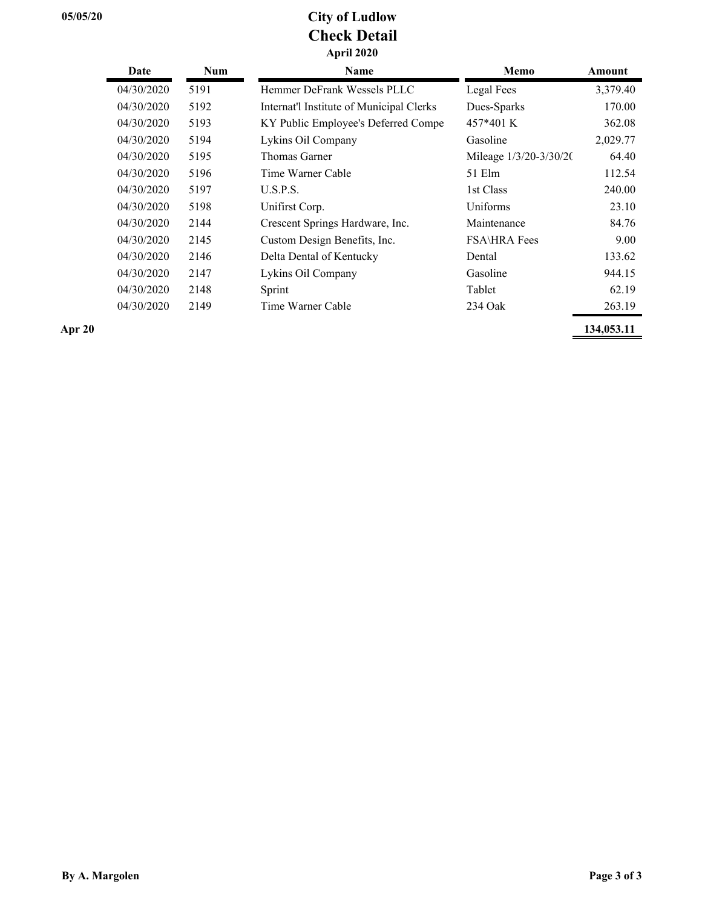# City of Ludlow
## Check Detail
### April 2020

| Date | Num | Name | Memo | Amount |
|---|---|---|---|---|
| 04/30/2020 | 5191 | Hemmer DeFrank Wessels PLLC | Legal Fees | 3,379.40 |
| 04/30/2020 | 5192 | Internat'l Institute of Municipal Clerks | Dues-Sparks | 170.00 |
| 04/30/2020 | 5193 | KY Public Employee's Deferred Compe | 457*401 K | 362.08 |
| 04/30/2020 | 5194 | Lykins Oil Company | Gasoline | 2,029.77 |
| 04/30/2020 | 5195 | Thomas Garner | Mileage 1/3/20-3/30/20 | 64.40 |
| 04/30/2020 | 5196 | Time Warner Cable | 51 Elm | 112.54 |
| 04/30/2020 | 5197 | U.S.P.S. | 1st Class | 240.00 |
| 04/30/2020 | 5198 | Unifirst Corp. | Uniforms | 23.10 |
| 04/30/2020 | 2144 | Crescent Springs Hardware, Inc. | Maintenance | 84.76 |
| 04/30/2020 | 2145 | Custom Design Benefits, Inc. | FSA\HRA Fees | 9.00 |
| 04/30/2020 | 2146 | Delta Dental of Kentucky | Dental | 133.62 |
| 04/30/2020 | 2147 | Lykins Oil Company | Gasoline | 944.15 |
| 04/30/2020 | 2148 | Sprint | Tablet | 62.19 |
| 04/30/2020 | 2149 | Time Warner Cable | 234 Oak | 263.19 |
| **Apr 20** | | | | **134,053.11** |

**By A. Margolen**